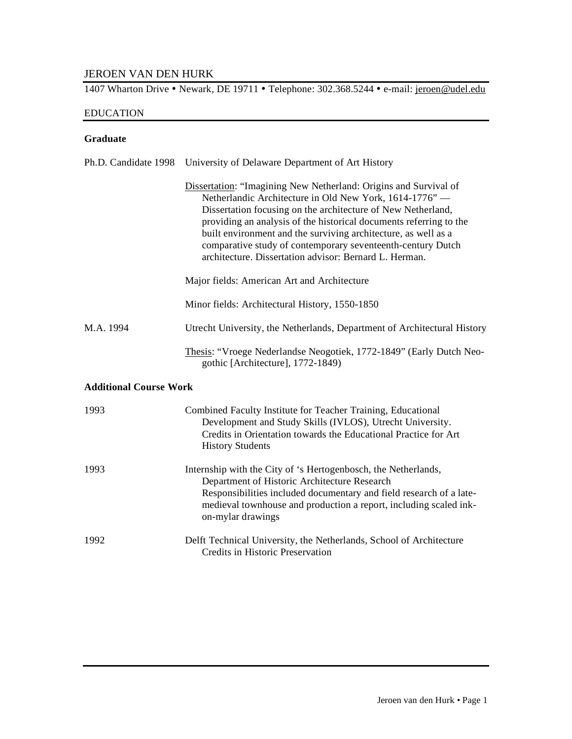# JEROEN VAN DEN HURK

1407 Wharton Drive • Newark, DE 19711 • Telephone: 302.368.5244 • e-mail: jeroen@udel.edu

## EDUCATION

### Graduate

**Ph.D. Candidate 1998** University of Delaware Department of Art History

Dissertation: "Imagining New Netherland: Origins and Survival of Netherlandic Architecture in Old New York, 1614-1776" — Dissertation focusing on the architecture of New Netherland, providing an analysis of the historical documents referring to the built environment and the surviving architecture, as well as a comparative study of contemporary seventeenth-century Dutch architecture. Dissertation advisor: Bernard L. Herman.

Major fields: American Art and Architecture

Minor fields: Architectural History, 1550-1850

**M.A. 1994** Utrecht University, the Netherlands, Department of Architectural History

Thesis: "Vroege Nederlandse Neogotiek, 1772-1849" (Early Dutch Neo-gothic [Architecture], 1772-1849)

### Additional Course Work

**1993** Combined Faculty Institute for Teacher Training, Educational Development and Study Skills (IVLOS), Utrecht University. Credits in Orientation towards the Educational Practice for Art History Students

**1993** Internship with the City of 's Hertogenbosch, the Netherlands, Department of Historic Architecture Research
Responsibilities included documentary and field research of a late-medieval townhouse and production a report, including scaled ink-on-mylar drawings

**1992** Delft Technical University, the Netherlands, School of Architecture
Credits in Historic Preservation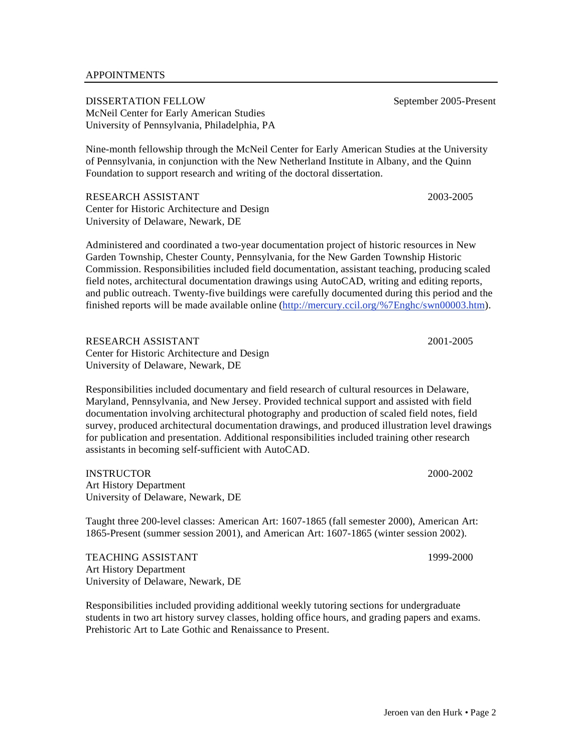## APPOINTMENTS

DISSERTATION FELLOW — September 2005-Present
McNeil Center for Early American Studies
University of Pennsylvania, Philadelphia, PA

Nine-month fellowship through the McNeil Center for Early American Studies at the University of Pennsylvania, in conjunction with the New Netherland Institute in Albany, and the Quinn Foundation to support research and writing of the doctoral dissertation.

RESEARCH ASSISTANT — 2003-2005
Center for Historic Architecture and Design
University of Delaware, Newark, DE

Administered and coordinated a two-year documentation project of historic resources in New Garden Township, Chester County, Pennsylvania, for the New Garden Township Historic Commission. Responsibilities included field documentation, assistant teaching, producing scaled field notes, architectural documentation drawings using AutoCAD, writing and editing reports, and public outreach. Twenty-five buildings were carefully documented during this period and the finished reports will be made available online (http://mercury.ccil.org/%7Enghc/swn00003.htm).

RESEARCH ASSISTANT — 2001-2005
Center for Historic Architecture and Design
University of Delaware, Newark, DE

Responsibilities included documentary and field research of cultural resources in Delaware, Maryland, Pennsylvania, and New Jersey. Provided technical support and assisted with field documentation involving architectural photography and production of scaled field notes, field survey, produced architectural documentation drawings, and produced illustration level drawings for publication and presentation. Additional responsibilities included training other research assistants in becoming self-sufficient with AutoCAD.

INSTRUCTOR — 2000-2002
Art History Department
University of Delaware, Newark, DE

Taught three 200-level classes: American Art: 1607-1865 (fall semester 2000), American Art: 1865-Present (summer session 2001), and American Art: 1607-1865 (winter session 2002).

TEACHING ASSISTANT — 1999-2000
Art History Department
University of Delaware, Newark, DE

Responsibilities included providing additional weekly tutoring sections for undergraduate students in two art history survey classes, holding office hours, and grading papers and exams. Prehistoric Art to Late Gothic and Renaissance to Present.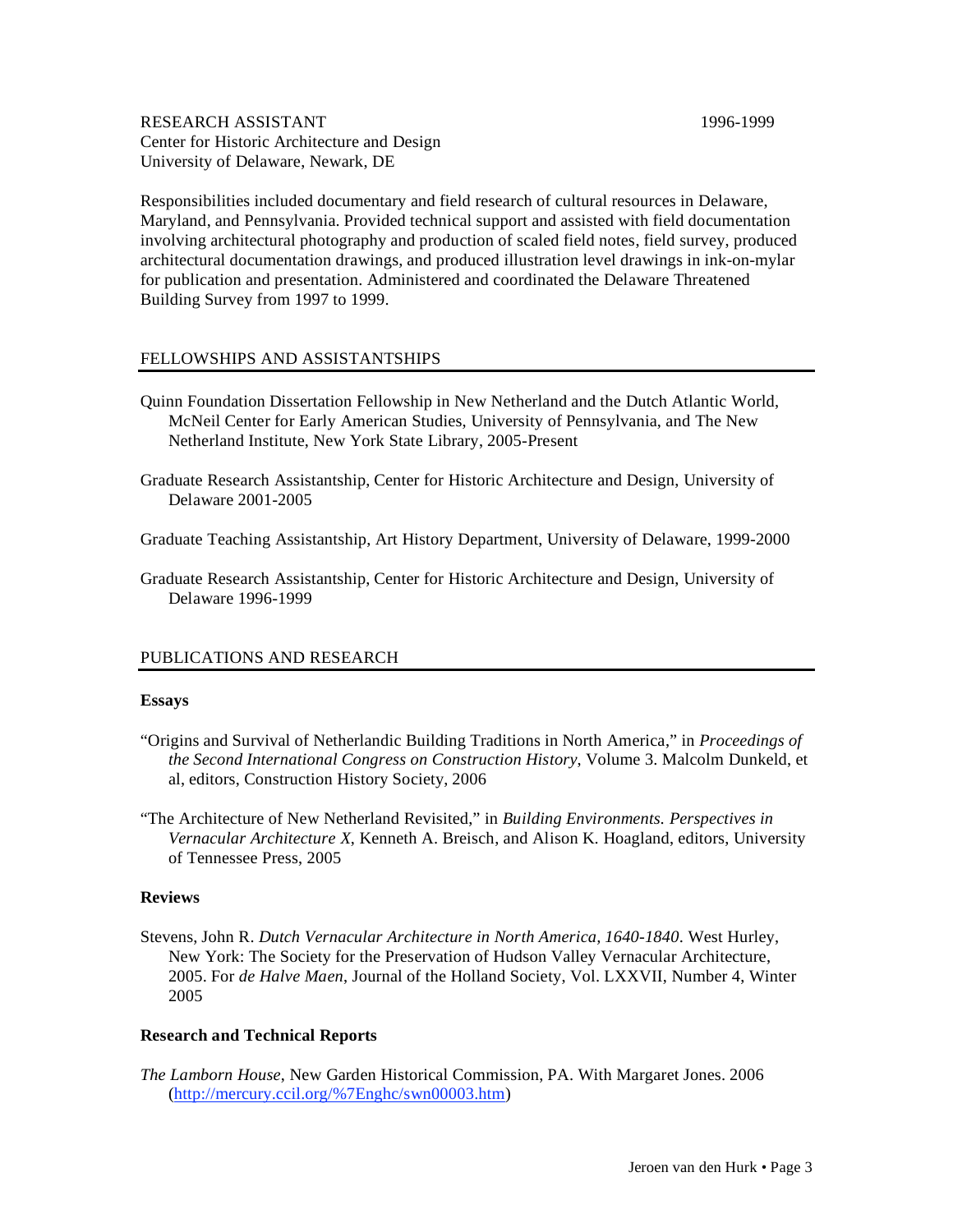RESEARCH ASSISTANT 1996-1999
Center for Historic Architecture and Design
University of Delaware, Newark, DE

Responsibilities included documentary and field research of cultural resources in Delaware, Maryland, and Pennsylvania. Provided technical support and assisted with field documentation involving architectural photography and production of scaled field notes, field survey, produced architectural documentation drawings, and produced illustration level drawings in ink-on-mylar for publication and presentation. Administered and coordinated the Delaware Threatened Building Survey from 1997 to 1999.

## FELLOWSHIPS AND ASSISTANTSHIPS

Quinn Foundation Dissertation Fellowship in New Netherland and the Dutch Atlantic World, McNeil Center for Early American Studies, University of Pennsylvania, and The New Netherland Institute, New York State Library, 2005-Present

Graduate Research Assistantship, Center for Historic Architecture and Design, University of Delaware 2001-2005

Graduate Teaching Assistantship, Art History Department, University of Delaware, 1999-2000

Graduate Research Assistantship, Center for Historic Architecture and Design, University of Delaware 1996-1999

## PUBLICATIONS AND RESEARCH

### Essays

"Origins and Survival of Netherlandic Building Traditions in North America," in *Proceedings of the Second International Congress on Construction History*, Volume 3. Malcolm Dunkeld, et al, editors, Construction History Society, 2006

"The Architecture of New Netherland Revisited," in *Building Environments. Perspectives in Vernacular Architecture X*, Kenneth A. Breisch, and Alison K. Hoagland, editors, University of Tennessee Press, 2005

### Reviews

Stevens, John R. *Dutch Vernacular Architecture in North America, 1640-1840*. West Hurley, New York: The Society for the Preservation of Hudson Valley Vernacular Architecture, 2005. For *de Halve Maen*, Journal of the Holland Society, Vol. LXXVII, Number 4, Winter 2005

### Research and Technical Reports

*The Lamborn House*, New Garden Historical Commission, PA. With Margaret Jones. 2006 (http://mercury.ccil.org/%7Enghc/swn00003.htm)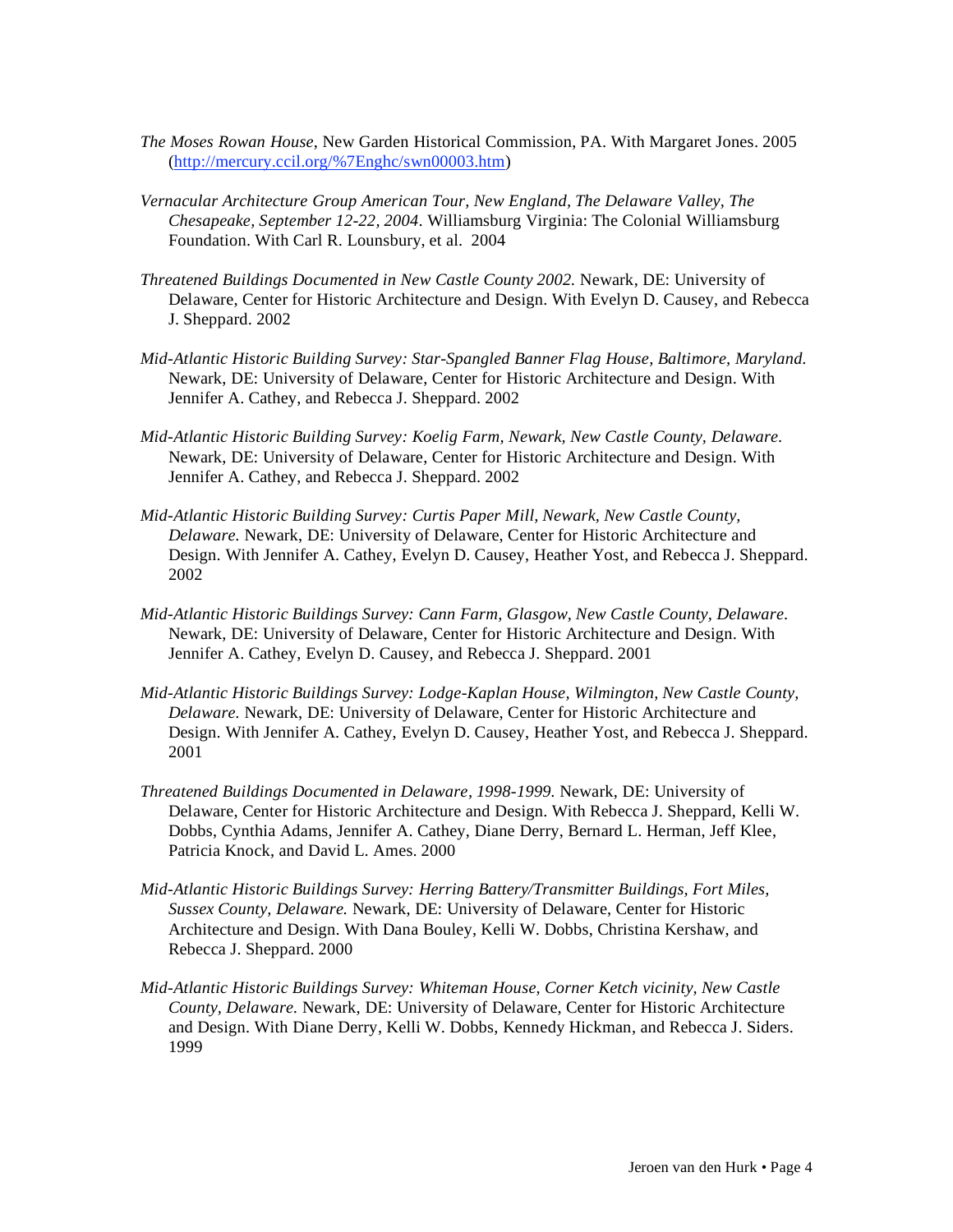*The Moses Rowan House*, New Garden Historical Commission, PA. With Margaret Jones. 2005 ([http://mercury.ccil.org/%7Enghc/swn00003.htm](http://mercury.ccil.org/%7Enghc/swn00003.htm))

*Vernacular Architecture Group American Tour, New England, The Delaware Valley, The Chesapeake, September 12-22, 2004*. Williamsburg Virginia: The Colonial Williamsburg Foundation. With Carl R. Lounsbury, et al. 2004

*Threatened Buildings Documented in New Castle County 2002.* Newark, DE: University of Delaware, Center for Historic Architecture and Design. With Evelyn D. Causey, and Rebecca J. Sheppard. 2002

*Mid-Atlantic Historic Building Survey: Star-Spangled Banner Flag House, Baltimore, Maryland.* Newark, DE: University of Delaware, Center for Historic Architecture and Design. With Jennifer A. Cathey, and Rebecca J. Sheppard. 2002

*Mid-Atlantic Historic Building Survey: Koelig Farm, Newark, New Castle County, Delaware.* Newark, DE: University of Delaware, Center for Historic Architecture and Design. With Jennifer A. Cathey, and Rebecca J. Sheppard. 2002

*Mid-Atlantic Historic Building Survey: Curtis Paper Mill, Newark, New Castle County, Delaware.* Newark, DE: University of Delaware, Center for Historic Architecture and Design. With Jennifer A. Cathey, Evelyn D. Causey, Heather Yost, and Rebecca J. Sheppard. 2002

*Mid-Atlantic Historic Buildings Survey: Cann Farm, Glasgow, New Castle County, Delaware.* Newark, DE: University of Delaware, Center for Historic Architecture and Design. With Jennifer A. Cathey, Evelyn D. Causey, and Rebecca J. Sheppard. 2001

*Mid-Atlantic Historic Buildings Survey: Lodge-Kaplan House, Wilmington, New Castle County, Delaware.* Newark, DE: University of Delaware, Center for Historic Architecture and Design. With Jennifer A. Cathey, Evelyn D. Causey, Heather Yost, and Rebecca J. Sheppard. 2001

*Threatened Buildings Documented in Delaware, 1998-1999.* Newark, DE: University of Delaware, Center for Historic Architecture and Design. With Rebecca J. Sheppard, Kelli W. Dobbs, Cynthia Adams, Jennifer A. Cathey, Diane Derry, Bernard L. Herman, Jeff Klee, Patricia Knock, and David L. Ames. 2000

*Mid-Atlantic Historic Buildings Survey: Herring Battery/Transmitter Buildings, Fort Miles, Sussex County, Delaware.* Newark, DE: University of Delaware, Center for Historic Architecture and Design. With Dana Bouley, Kelli W. Dobbs, Christina Kershaw, and Rebecca J. Sheppard. 2000

*Mid-Atlantic Historic Buildings Survey: Whiteman House, Corner Ketch vicinity, New Castle County, Delaware.* Newark, DE: University of Delaware, Center for Historic Architecture and Design. With Diane Derry, Kelli W. Dobbs, Kennedy Hickman, and Rebecca J. Siders. 1999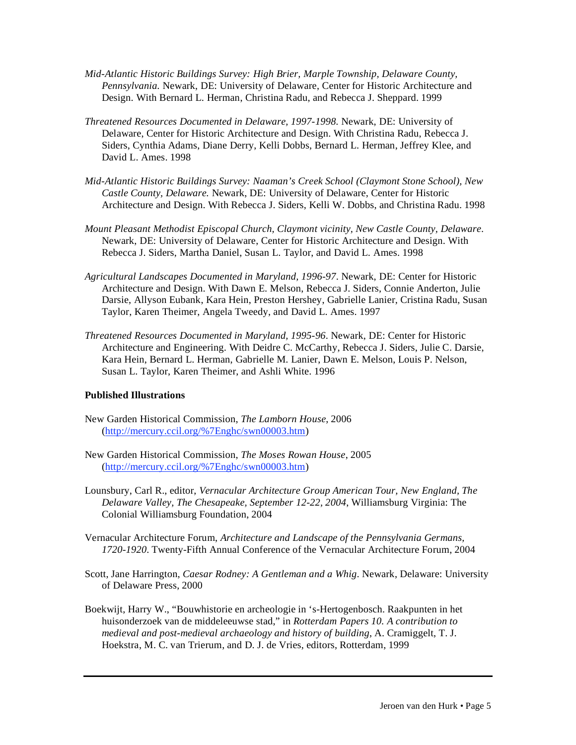*Mid-Atlantic Historic Buildings Survey: High Brier, Marple Township, Delaware County, Pennsylvania.* Newark, DE: University of Delaware, Center for Historic Architecture and Design. With Bernard L. Herman, Christina Radu, and Rebecca J. Sheppard. 1999

*Threatened Resources Documented in Delaware, 1997-1998.* Newark, DE: University of Delaware, Center for Historic Architecture and Design. With Christina Radu, Rebecca J. Siders, Cynthia Adams, Diane Derry, Kelli Dobbs, Bernard L. Herman, Jeffrey Klee, and David L. Ames. 1998

*Mid-Atlantic Historic Buildings Survey: Naaman's Creek School (Claymont Stone School), New Castle County, Delaware.* Newark, DE: University of Delaware, Center for Historic Architecture and Design. With Rebecca J. Siders, Kelli W. Dobbs, and Christina Radu. 1998

*Mount Pleasant Methodist Episcopal Church, Claymont vicinity, New Castle County, Delaware.* Newark, DE: University of Delaware, Center for Historic Architecture and Design. With Rebecca J. Siders, Martha Daniel, Susan L. Taylor, and David L. Ames. 1998

*Agricultural Landscapes Documented in Maryland, 1996-97*. Newark, DE: Center for Historic Architecture and Design. With Dawn E. Melson, Rebecca J. Siders, Connie Anderton, Julie Darsie, Allyson Eubank, Kara Hein, Preston Hershey, Gabrielle Lanier, Cristina Radu, Susan Taylor, Karen Theimer, Angela Tweedy, and David L. Ames. 1997

*Threatened Resources Documented in Maryland, 1995-96*. Newark, DE: Center for Historic Architecture and Engineering. With Deidre C. McCarthy, Rebecca J. Siders, Julie C. Darsie, Kara Hein, Bernard L. Herman, Gabrielle M. Lanier, Dawn E. Melson, Louis P. Nelson, Susan L. Taylor, Karen Theimer, and Ashli White. 1996

**Published Illustrations**

New Garden Historical Commission, *The Lamborn House*, 2006 (http://mercury.ccil.org/%7Enghc/swn00003.htm)

New Garden Historical Commission, *The Moses Rowan House*, 2005 (http://mercury.ccil.org/%7Enghc/swn00003.htm)

Lounsbury, Carl R., editor, *Vernacular Architecture Group American Tour, New England, The Delaware Valley, The Chesapeake, September 12-22, 2004*, Williamsburg Virginia: The Colonial Williamsburg Foundation, 2004

Vernacular Architecture Forum, *Architecture and Landscape of the Pennsylvania Germans, 1720-1920*. Twenty-Fifth Annual Conference of the Vernacular Architecture Forum, 2004

Scott, Jane Harrington, *Caesar Rodney: A Gentleman and a Whig*. Newark, Delaware: University of Delaware Press, 2000

Boekwijt, Harry W., "Bouwhistorie en archeologie in 's-Hertogenbosch. Raakpunten in het huisonderzoek van de middeleeuwse stad," in *Rotterdam Papers 10. A contribution to medieval and post-medieval archaeology and history of building*, A. Cramiggelt, T. J. Hoekstra, M. C. van Trierum, and D. J. de Vries, editors, Rotterdam, 1999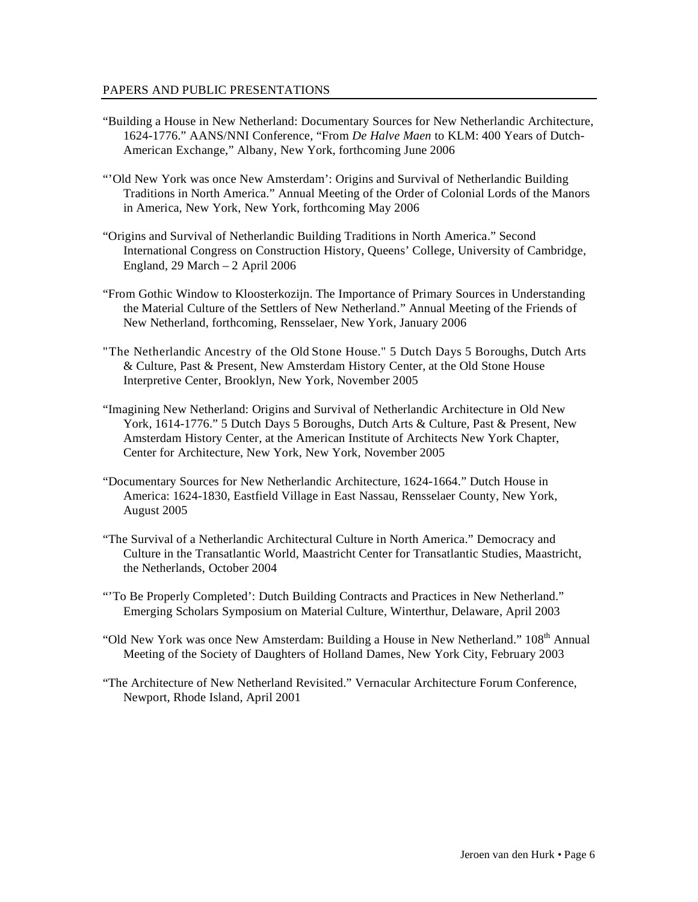## PAPERS AND PUBLIC PRESENTATIONS

"Building a House in New Netherland: Documentary Sources for New Netherlandic Architecture, 1624-1776." AANS/NNI Conference, "From *De Halve Maen* to KLM: 400 Years of Dutch-American Exchange," Albany, New York, forthcoming June 2006

"'Old New York was once New Amsterdam': Origins and Survival of Netherlandic Building Traditions in North America." Annual Meeting of the Order of Colonial Lords of the Manors in America, New York, New York, forthcoming May 2006

"Origins and Survival of Netherlandic Building Traditions in North America." Second International Congress on Construction History, Queens' College, University of Cambridge, England, 29 March – 2 April 2006

"From Gothic Window to Kloosterkozijn. The Importance of Primary Sources in Understanding the Material Culture of the Settlers of New Netherland." Annual Meeting of the Friends of New Netherland, forthcoming, Rensselaer, New York, January 2006

"The Netherlandic Ancestry of the Old Stone House." 5 Dutch Days 5 Boroughs, Dutch Arts & Culture, Past & Present, New Amsterdam History Center, at the Old Stone House Interpretive Center, Brooklyn, New York, November 2005

"Imagining New Netherland: Origins and Survival of Netherlandic Architecture in Old New York, 1614-1776." 5 Dutch Days 5 Boroughs, Dutch Arts & Culture, Past & Present, New Amsterdam History Center, at the American Institute of Architects New York Chapter, Center for Architecture, New York, New York, November 2005

"Documentary Sources for New Netherlandic Architecture, 1624-1664." Dutch House in America: 1624-1830, Eastfield Village in East Nassau, Rensselaer County, New York, August 2005

"The Survival of a Netherlandic Architectural Culture in North America." Democracy and Culture in the Transatlantic World, Maastricht Center for Transatlantic Studies, Maastricht, the Netherlands, October 2004

"'To Be Properly Completed': Dutch Building Contracts and Practices in New Netherland." Emerging Scholars Symposium on Material Culture, Winterthur, Delaware, April 2003

"Old New York was once New Amsterdam: Building a House in New Netherland." 108th Annual Meeting of the Society of Daughters of Holland Dames, New York City, February 2003

"The Architecture of New Netherland Revisited." Vernacular Architecture Forum Conference, Newport, Rhode Island, April 2001